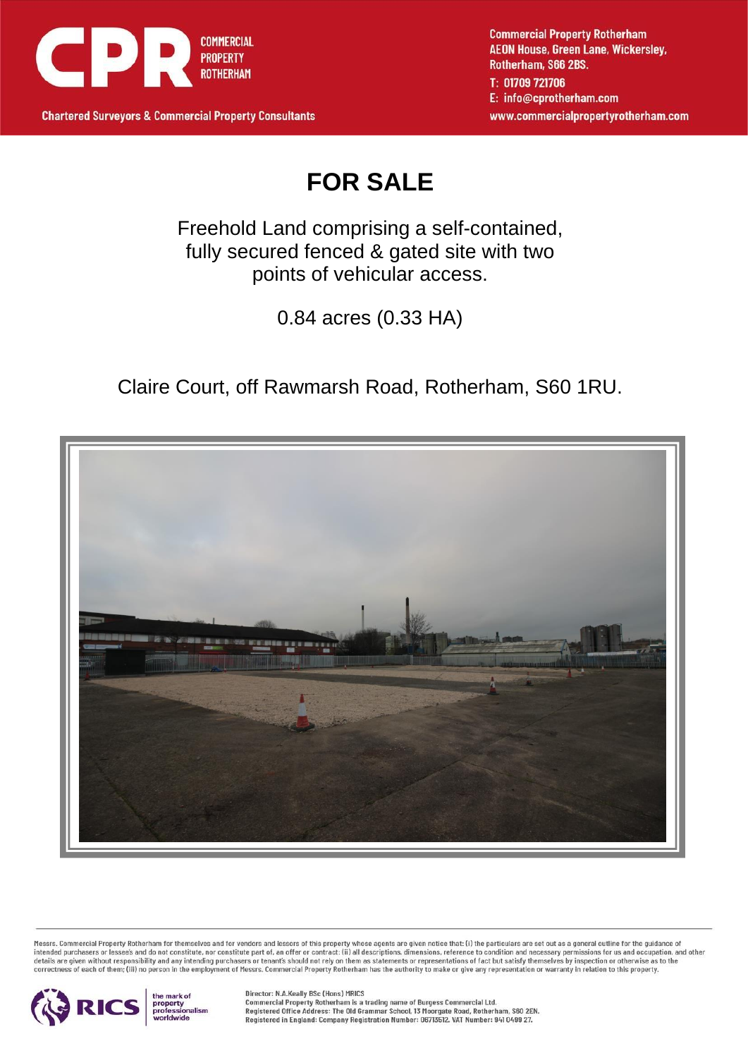**COMMERCIAL PROPERTY ROTHERHAM**

Chartered Surveyors & Commercial Property Consultants

Commercial Property Rotherham
AEON House, Green Lane, Wickersley,
Rotherham, S66 2BS.
T: 01709 721706
E: info@cprotherham.com
www.commercialpropertyrotherham.com

# FOR SALE

Freehold Land comprising a self-contained, fully secured fenced & gated site with two points of vehicular access.

0.84 acres (0.33 HA)

Claire Court, off Rawmarsh Road, Rotherham, S60 1RU.

---

Messrs. Commercial Property Rotherham for themselves and for vendors and lessors of this property whose agents are given notice that: (i) the particulars are set out as a general outline for the guidance of intended purchasers or lessee's and do not constitute, nor constitute part of, an offer or contract: (ii) all descriptions, dimensions, reference to condition and necessary permissions for us and occupation, and other details are given without responsibility and any intending purchasers or tenant's should not rely on them as statements or representations of fact but satisfy themselves by inspection or otherwise as to the correctness of each of them; (iii) no person in the employment of Messrs. Commercial Property Rotherham has the authority to make or give any representation or warranty in relation to this property.

RICS the mark of property professionalism worldwide

Director: N.A.Keally BSc (Hons) MRICS
Commercial Property Rotherham is a trading name of Burgess Commercial Ltd.
Registered Office Address: The Old Grammar School, 13 Moorgate Road, Rotherham, S60 2EN.
Registered in England: Company Registration Number: 06713512. VAT Number: 941 0499 27.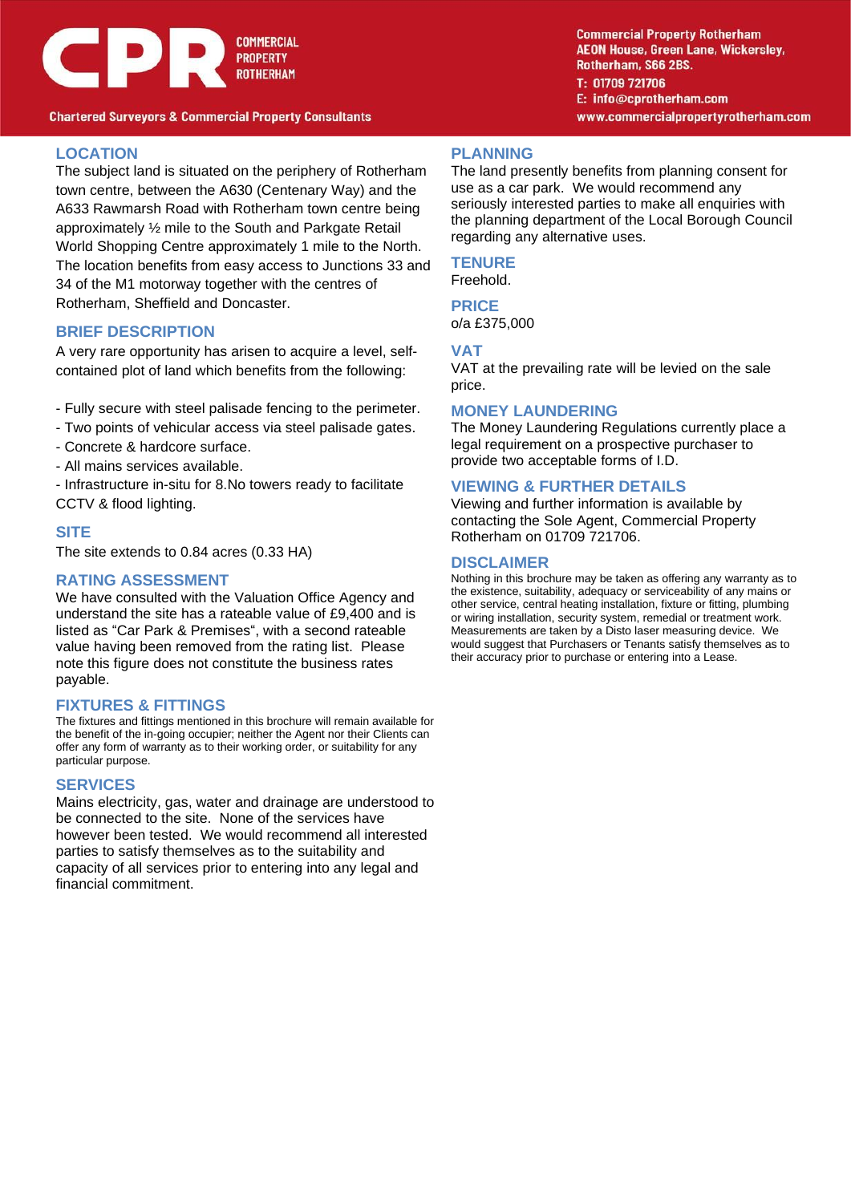## LOCATION

The subject land is situated on the periphery of Rotherham town centre, between the A630 (Centenary Way) and the A633 Rawmarsh Road with Rotherham town centre being approximately ½ mile to the South and Parkgate Retail World Shopping Centre approximately 1 mile to the North. The location benefits from easy access to Junctions 33 and 34 of the M1 motorway together with the centres of Rotherham, Sheffield and Doncaster.

## BRIEF DESCRIPTION

A very rare opportunity has arisen to acquire a level, self-contained plot of land which benefits from the following:

- Fully secure with steel palisade fencing to the perimeter.
- Two points of vehicular access via steel palisade gates.
- Concrete & hardcore surface.
- All mains services available.
- Infrastructure in-situ for 8.No towers ready to facilitate CCTV & flood lighting.

## SITE

The site extends to 0.84 acres (0.33 HA)

## RATING ASSESSMENT

We have consulted with the Valuation Office Agency and understand the site has a rateable value of £9,400 and is listed as “Car Park & Premises“, with a second rateable value having been removed from the rating list. Please note this figure does not constitute the business rates payable.

## FIXTURES & FITTINGS

The fixtures and fittings mentioned in this brochure will remain available for the benefit of the in-going occupier; neither the Agent nor their Clients can offer any form of warranty as to their working order, or suitability for any particular purpose.

## SERVICES

Mains electricity, gas, water and drainage are understood to be connected to the site. None of the services have however been tested. We would recommend all interested parties to satisfy themselves as to the suitability and capacity of all services prior to entering into any legal and financial commitment.

## PLANNING

The land presently benefits from planning consent for use as a car park. We would recommend any seriously interested parties to make all enquiries with the planning department of the Local Borough Council regarding any alternative uses.

## TENURE

Freehold.

## PRICE

o/a £375,000

## VAT

VAT at the prevailing rate will be levied on the sale price.

## MONEY LAUNDERING

The Money Laundering Regulations currently place a legal requirement on a prospective purchaser to provide two acceptable forms of I.D.

## VIEWING & FURTHER DETAILS

Viewing and further information is available by contacting the Sole Agent, Commercial Property Rotherham on 01709 721706.

## DISCLAIMER

Nothing in this brochure may be taken as offering any warranty as to the existence, suitability, adequacy or serviceability of any mains or other service, central heating installation, fixture or fitting, plumbing or wiring installation, security system, remedial or treatment work. Measurements are taken by a Disto laser measuring device. We would suggest that Purchasers or Tenants satisfy themselves as to their accuracy prior to purchase or entering into a Lease.